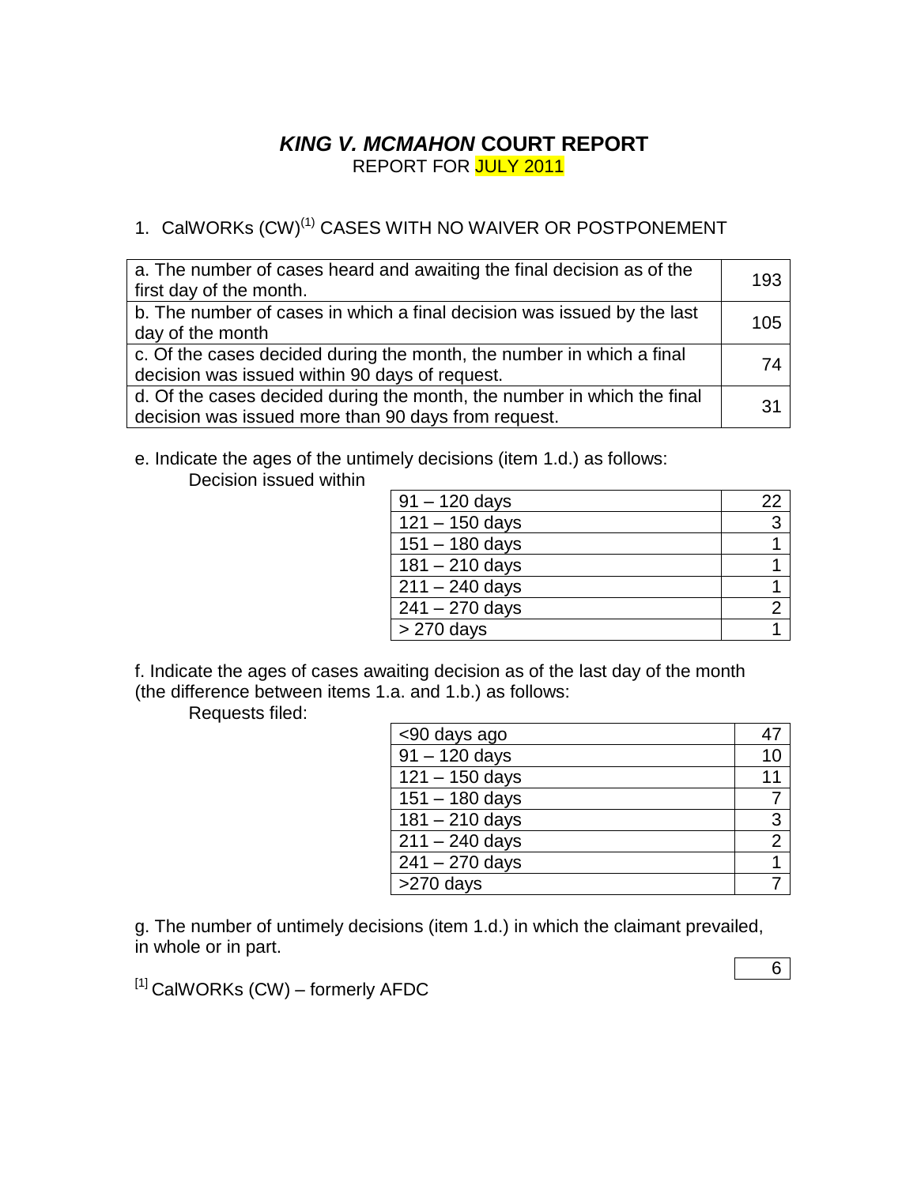# ***KING V. MCMAHON* COURT REPORT**

REPORT FOR JULY 2011

1. CalWORKs (CW)[1] CASES WITH NO WAIVER OR POSTPONEMENT

| | |
|---|---|
| a. The number of cases heard and awaiting the final decision as of the first day of the month. | 193 |
| b. The number of cases in which a final decision was issued by the last day of the month | 105 |
| c. Of the cases decided during the month, the number in which a final decision was issued within 90 days of request. | 74 |
| d. Of the cases decided during the month, the number in which the final decision was issued more than 90 days from request. | 31 |

e. Indicate the ages of the untimely decisions (item 1.d.) as follows:

Decision issued within

| | |
|---|---|
| 91 – 120 days | 22 |
| 121 – 150 days | 3 |
| 151 – 180 days | 1 |
| 181 – 210 days | 1 |
| 211 – 240 days | 1 |
| 241 – 270 days | 2 |
| > 270 days | 1 |

f. Indicate the ages of cases awaiting decision as of the last day of the month (the difference between items 1.a. and 1.b.) as follows:

Requests filed:

| | |
|---|---|
| <90 days ago | 47 |
| 91 – 120 days | 10 |
| 121 – 150 days | 11 |
| 151 – 180 days | 7 |
| 181 – 210 days | 3 |
| 211 – 240 days | 2 |
| 241 – 270 days | 1 |
| >270 days | 7 |

g. The number of untimely decisions (item 1.d.) in which the claimant prevailed, in whole or in part.

| |
|---|
| 6 |

[1] CalWORKs (CW) – formerly AFDC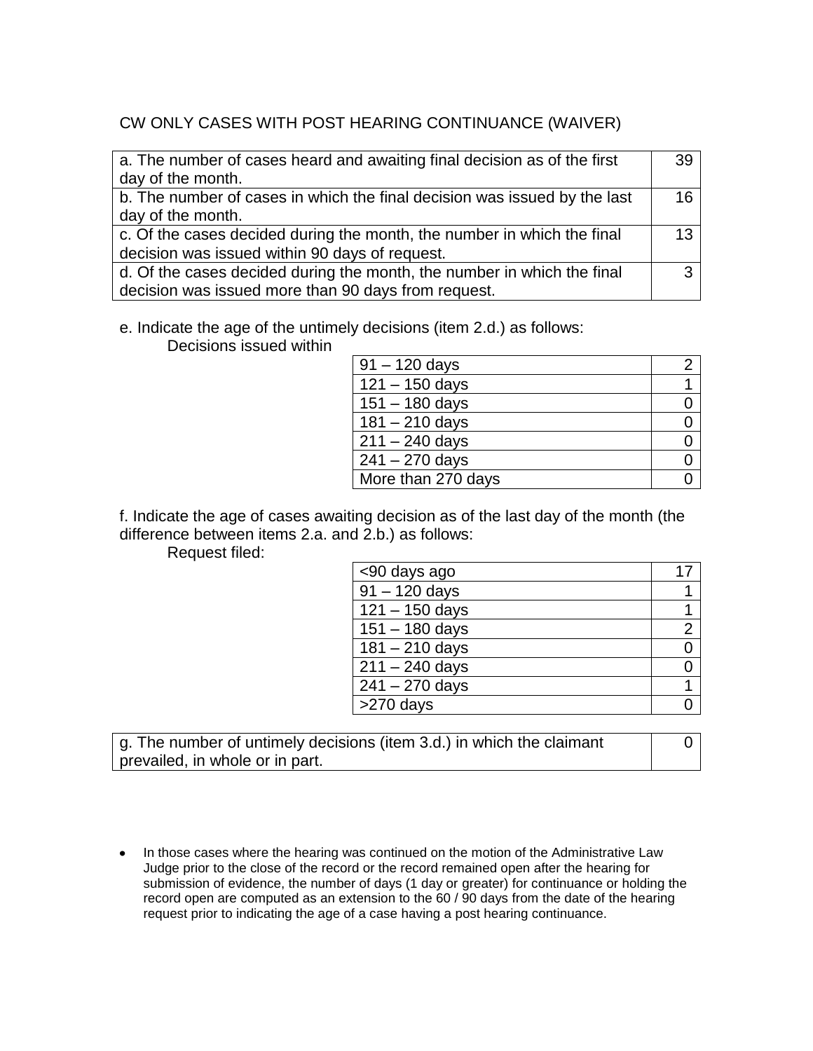CW ONLY CASES WITH POST HEARING CONTINUANCE (WAIVER)

| | |
|---|---|
| a. The number of cases heard and awaiting final decision as of the first day of the month. | 39 |
| b. The number of cases in which the final decision was issued by the last day of the month. | 16 |
| c. Of the cases decided during the month, the number in which the final decision was issued within 90 days of request. | 13 |
| d. Of the cases decided during the month, the number in which the final decision was issued more than 90 days from request. | 3 |

e. Indicate the age of the untimely decisions (item 2.d.) as follows:

Decisions issued within

| | |
|---|---|
| 91 – 120 days | 2 |
| 121 – 150 days | 1 |
| 151 – 180 days | 0 |
| 181 – 210 days | 0 |
| 211 – 240 days | 0 |
| 241 – 270 days | 0 |
| More than 270 days | 0 |

f. Indicate the age of cases awaiting decision as of the last day of the month (the difference between items 2.a. and 2.b.) as follows:

Request filed:

| | |
|---|---|
| <90 days ago | 17 |
| 91 – 120 days | 1 |
| 121 – 150 days | 1 |
| 151 – 180 days | 2 |
| 181 – 210 days | 0 |
| 211 – 240 days | 0 |
| 241 – 270 days | 1 |
| >270 days | 0 |

| | |
|---|---|
| g. The number of untimely decisions (item 3.d.) in which the claimant prevailed, in whole or in part. | 0 |

- In those cases where the hearing was continued on the motion of the Administrative Law Judge prior to the close of the record or the record remained open after the hearing for submission of evidence, the number of days (1 day or greater) for continuance or holding the record open are computed as an extension to the 60 / 90 days from the date of the hearing request prior to indicating the age of a case having a post hearing continuance.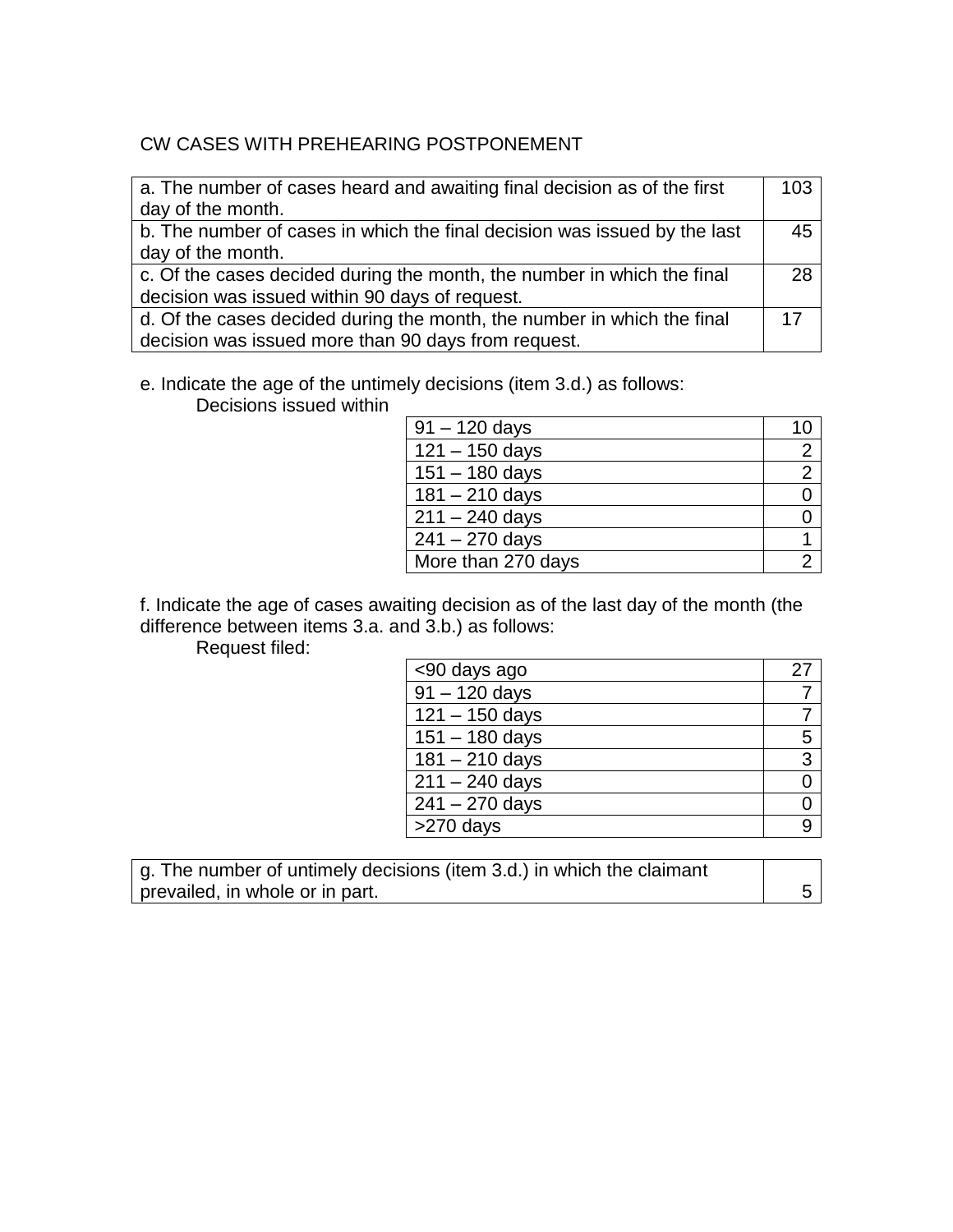CW CASES WITH PREHEARING POSTPONEMENT

| | |
|---|---|
| a. The number of cases heard and awaiting final decision as of the first day of the month. | 103 |
| b. The number of cases in which the final decision was issued by the last day of the month. | 45 |
| c. Of the cases decided during the month, the number in which the final decision was issued within 90 days of request. | 28 |
| d. Of the cases decided during the month, the number in which the final decision was issued more than 90 days from request. | 17 |

e. Indicate the age of the untimely decisions (item 3.d.) as follows:

Decisions issued within

| | |
|---|---|
| 91 – 120 days | 10 |
| 121 – 150 days | 2 |
| 151 – 180 days | 2 |
| 181 – 210 days | 0 |
| 211 – 240 days | 0 |
| 241 – 270 days | 1 |
| More than 270 days | 2 |

f. Indicate the age of cases awaiting decision as of the last day of the month (the difference between items 3.a. and 3.b.) as follows:

Request filed:

| | |
|---|---|
| <90 days ago | 27 |
| 91 – 120 days | 7 |
| 121 – 150 days | 7 |
| 151 – 180 days | 5 |
| 181 – 210 days | 3 |
| 211 – 240 days | 0 |
| 241 – 270 days | 0 |
| >270 days | 9 |

| | |
|---|---|
| g. The number of untimely decisions (item 3.d.) in which the claimant prevailed, in whole or in part. | 5 |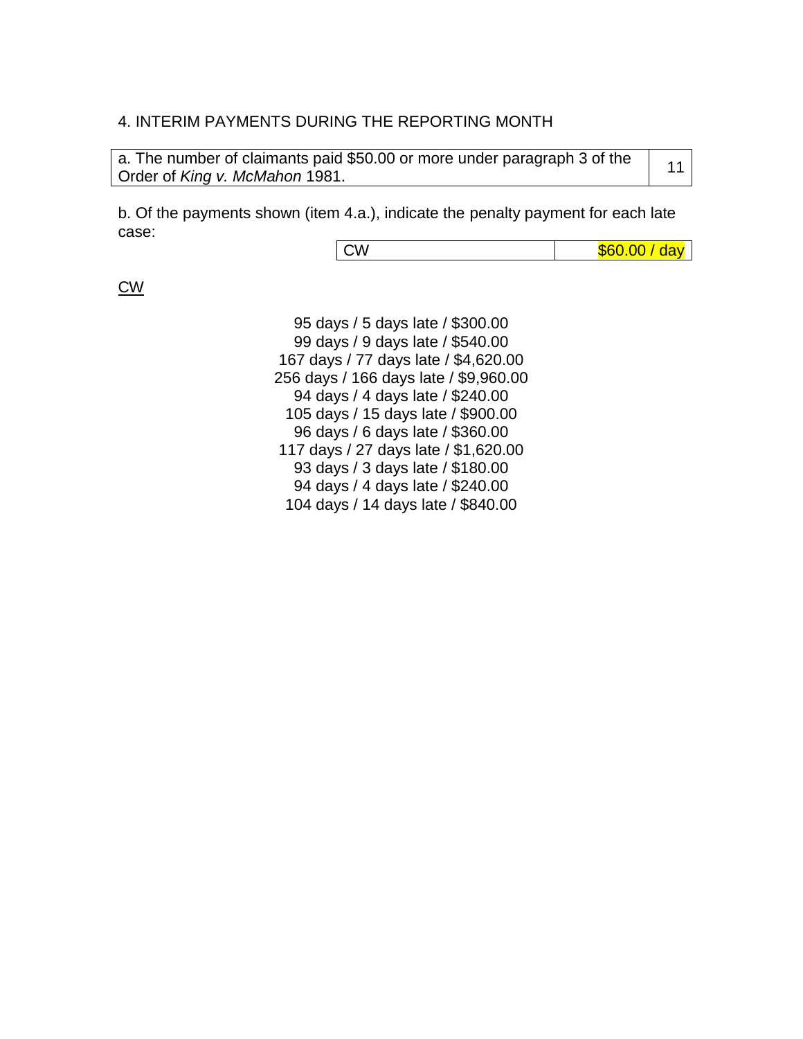4. INTERIM PAYMENTS DURING THE REPORTING MONTH

| | |
|---|---|
| a. The number of claimants paid $50.00 or more under paragraph 3 of the Order of *King v. McMahon* 1981. | 11 |

b. Of the payments shown (item 4.a.), indicate the penalty payment for each late case:

| | |
|---|---|
| CW | $60.00 / day |

<u>CW</u>

95 days / 5 days late / $300.00
99 days / 9 days late / $540.00
167 days / 77 days late / $4,620.00
256 days / 166 days late / $9,960.00
94 days / 4 days late / $240.00
105 days / 15 days late / $900.00
96 days / 6 days late / $360.00
117 days / 27 days late / $1,620.00
93 days / 3 days late / $180.00
94 days / 4 days late / $240.00
104 days / 14 days late / $840.00